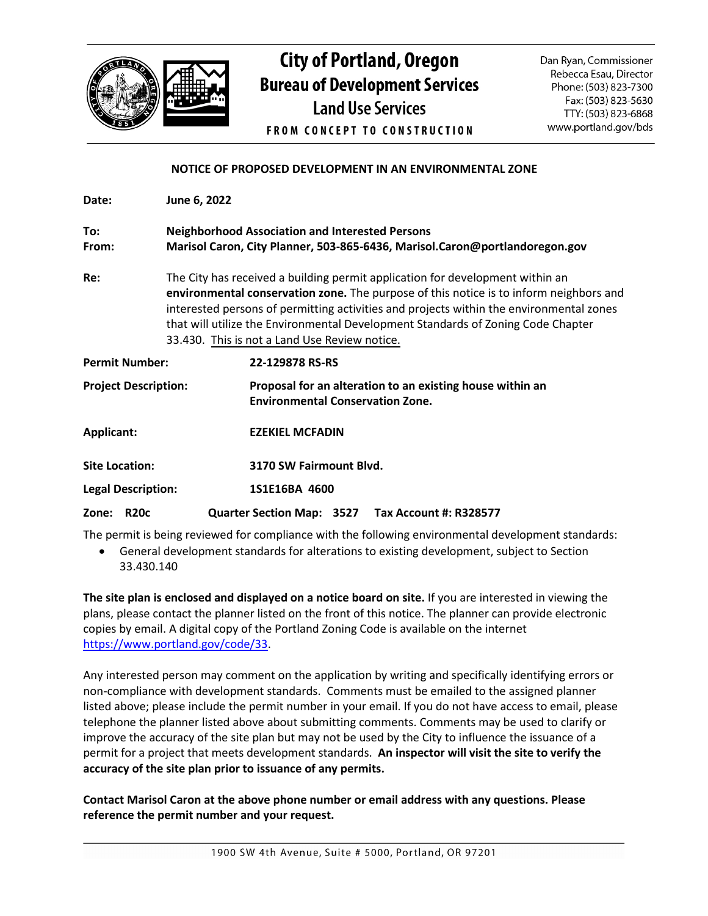# City of Portland, Oregon
## Bureau of Development Services
### Land Use Services

FROM CONCEPT TO CONSTRUCTION

Dan Ryan, Commissioner
Rebecca Esau, Director
Phone: (503) 823-7300
Fax: (503) 823-5630
TTY: (503) 823-6868
www.portland.gov/bds

**NOTICE OF PROPOSED DEVELOPMENT IN AN ENVIRONMENTAL ZONE**

**Date:** **June 6, 2022**

**To:** **Neighborhood Association and Interested Persons**
**From:** **Marisol Caron, City Planner, 503-865-6436, Marisol.Caron@portlandoregon.gov**

**Re:** The City has received a building permit application for development within an **environmental conservation zone.** The purpose of this notice is to inform neighbors and interested persons of permitting activities and projects within the environmental zones that will utilize the Environmental Development Standards of Zoning Code Chapter 33.430. This is not a Land Use Review notice.

**Permit Number:** **22-129878 RS-RS**

**Project Description:** **Proposal for an alteration to an existing house within an Environmental Conservation Zone.**

**Applicant:** **EZEKIEL MCFADIN**

**Site Location:** **3170 SW Fairmount Blvd.**

**Legal Description:** **1S1E16BA 4600**

**Zone: R20c** **Quarter Section Map: 3527** **Tax Account #: R328577**

The permit is being reviewed for compliance with the following environmental development standards:

- General development standards for alterations to existing development, subject to Section 33.430.140

**The site plan is enclosed and displayed on a notice board on site.** If you are interested in viewing the plans, please contact the planner listed on the front of this notice. The planner can provide electronic copies by email. A digital copy of the Portland Zoning Code is available on the internet https://www.portland.gov/code/33.

Any interested person may comment on the application by writing and specifically identifying errors or non-compliance with development standards. Comments must be emailed to the assigned planner listed above; please include the permit number in your email. If you do not have access to email, please telephone the planner listed above about submitting comments. Comments may be used to clarify or improve the accuracy of the site plan but may not be used by the City to influence the issuance of a permit for a project that meets development standards. **An inspector will visit the site to verify the accuracy of the site plan prior to issuance of any permits.**

**Contact Marisol Caron at the above phone number or email address with any questions. Please reference the permit number and your request.**

1900 SW 4th Avenue, Suite # 5000, Portland, OR 97201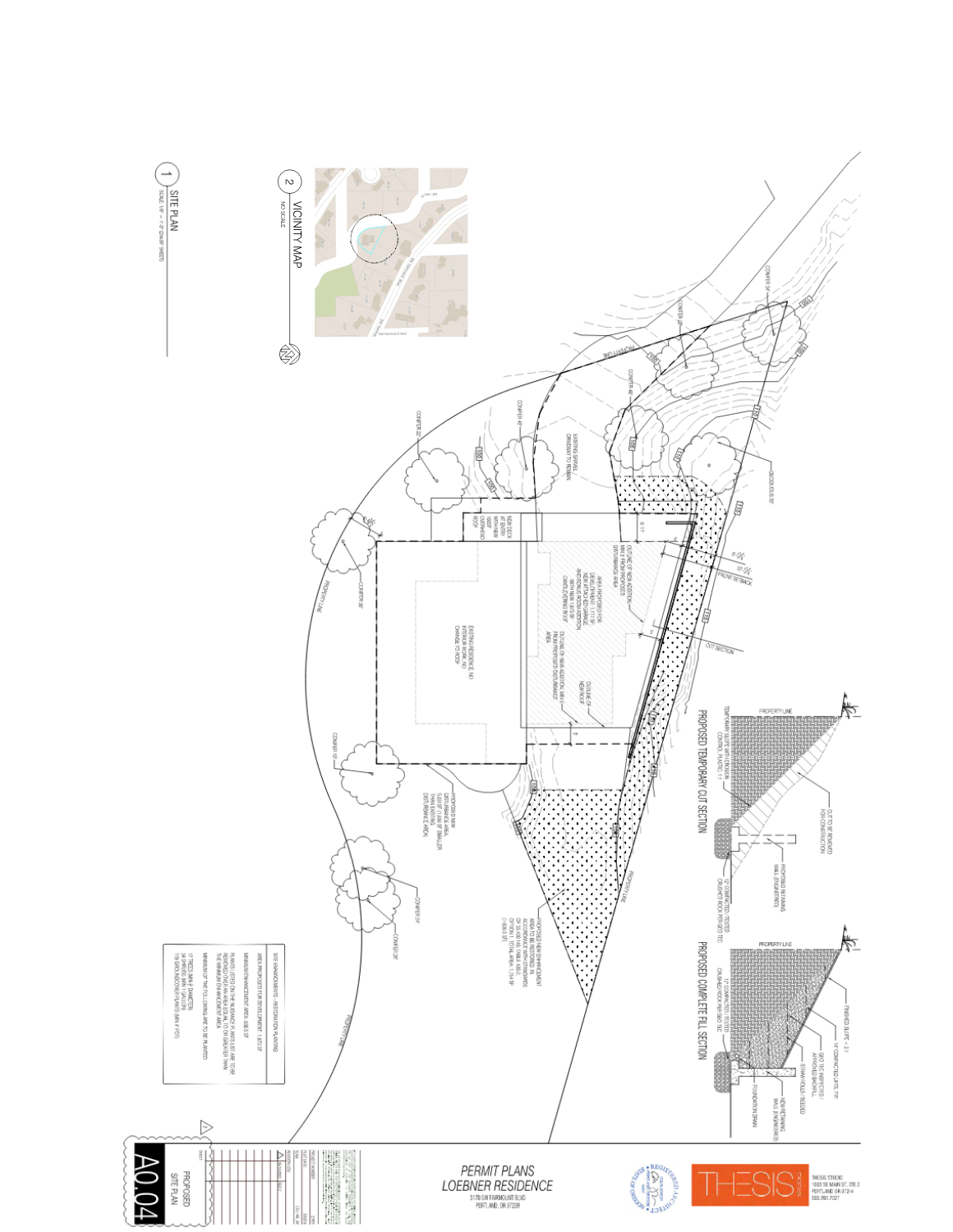## 1 SITE PLAN

SCALE: 1/8" = 1'-0" (24x36 SHEET)

## 2 VICINITY MAP

NO SCALE

CONIFER 54"

CONIFER 32"

CONIFER 48"

CONIFER 40"

CONIFER 22"

DECIDUOUS 30"

EXISTING GRAVEL DRIVEWAY TO REMAIN

NEW DECK AT ENTRY W/ NEW ROOF OVERHEAD

OUTLINE OF NEW ADDITION, MIN 5' FROM PROPOSED DISTURBANCE AREA

AREA PROPOSED FOR DEVELOPMENT: 1,113 SF NEW ATTACHED GARAGE, RESIDENCE ROOM ADDITION WITH NEW 1,301 SF CANTILEVERING ROOF

OUTLINE OF NEW ADDITION, MIN 5' FROM PROPOSED DISTURBANCE AREA

OUTLINE OF NEW ROOF

FRONT SETBACK

CUT SECTION

PROPERTY LINE

CONIFER 36"

EXISTING RESIDENCE, NO INTERIOR WORK, NO CHANGE TO ROOF

CONIFER 16"

PROPOSED NEW DISTURBANCE AREA, 5,503 SF (1,496 SF SMALLER THAN EXISTING DISTURBANCE AREA)

PROPOSED NEW ENHANCEMENT AREA TO BE RESTORED IN ACCORDANCE WITH STANDARDS OF 33.430.140.K.1.a (OPTION 1). TOTAL AREA: 1,754 SF (~606.5 SF)

CONIFER 34"

CONIFER 28"

PROPERTY LINE

### PROPOSED TEMPORARY CUT SECTION

PROPERTY LINE

CUT TO BE REMOVED FOR CONSTRUCTION

TEMPORARY SLOPE WITH EROSION CONTROL PLASTIC, 1:1

PROPOSED RETAINING WALL (ENGINEERED)

12" COMPACTED, TESTED CRUSHED ROCK PER GEO TEC

### PROPOSED COMPLETE FILL SECTION

PROPERTY LINE

FINISHED SLOPE < 2:1

18" COMPACTED LIFTS, TYP.

GEO TEC INSPECTED / APPROVED BACKFILL

STRAW WATTLE / SEEDED

12" COMPACTED, TESTED CRUSHED ROCK PER GEO TEC

FOUNDATION DRAIN

NEW RETAINING WALL (ENGINEERED)

SITE ENHANCEMENTS - RESTORATION PLANTING

AREA PROPOSED FOR DEVELOPMENT: 1,413 SF

MINIMUM ENHANCEMENT AREA: 606.5 SF

PLANTS LISTED ON THE NUISANCE PLANTS LIST ARE TO BE REMOVED OVER AN AREA EQUAL TO OR GREATER THAN THE MINIMUM ENHANCEMENT AREA.

MINIMUM OF THE FOLLOWING ARE TO BE PLANTED:

17 TREES (MIN 2" DIAMETER)
34 SHRUBS (MIN 1 GALLON)
119 GROUNDCOVER PLANTS (MIN 4" POT)

THESIS STUDIO
1833 SE MAIN ST, STE 2
PORTLAND, OR 97214
503.701.7027

THESIS

PERMIT PLANS
LOEBNER RESIDENCE
3170 SW FAIRMOUNT BLVD
PORTLAND, OR 97239

PROPOSED SITE PLAN

A0.04